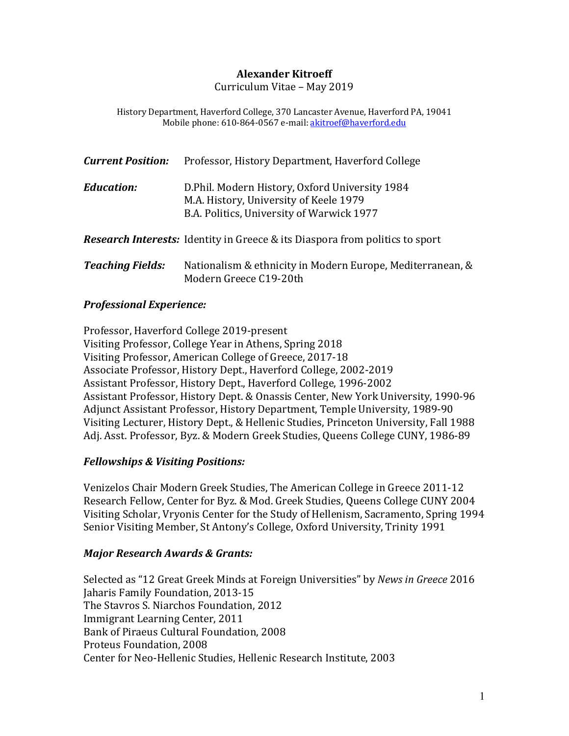**Alexander Kitroeff**
Curriculum Vitae – May 2019

History Department, Haverford College, 370 Lancaster Avenue, Haverford PA, 19041
Mobile phone: 610-864-0567 e-mail: akitroef@haverford.edu

***Current Position:*** Professor, History Department, Haverford College

***Education:*** D.Phil. Modern History, Oxford University 1984
M.A. History, University of Keele 1979
B.A. Politics, University of Warwick 1977

***Research Interests:*** Identity in Greece & its Diaspora from politics to sport

***Teaching Fields:*** Nationalism & ethnicity in Modern Europe, Mediterranean, & Modern Greece C19-20th

## *Professional Experience:*

Professor, Haverford College 2019-present
Visiting Professor, College Year in Athens, Spring 2018
Visiting Professor, American College of Greece, 2017-18
Associate Professor, History Dept., Haverford College, 2002-2019
Assistant Professor, History Dept., Haverford College, 1996-2002
Assistant Professor, History Dept. & Onassis Center, New York University, 1990-96
Adjunct Assistant Professor, History Department, Temple University, 1989-90
Visiting Lecturer, History Dept., & Hellenic Studies, Princeton University, Fall 1988
Adj. Asst. Professor, Byz. & Modern Greek Studies, Queens College CUNY, 1986-89

## *Fellowships & Visiting Positions:*

Venizelos Chair Modern Greek Studies, The American College in Greece 2011-12
Research Fellow, Center for Byz. & Mod. Greek Studies, Queens College CUNY 2004
Visiting Scholar, Vryonis Center for the Study of Hellenism, Sacramento, Spring 1994
Senior Visiting Member, St Antony's College, Oxford University, Trinity 1991

## *Major Research Awards & Grants:*

Selected as "12 Great Greek Minds at Foreign Universities" by *News in Greece* 2016
Jaharis Family Foundation, 2013-15
The Stavros S. Niarchos Foundation, 2012
Immigrant Learning Center, 2011
Bank of Piraeus Cultural Foundation, 2008
Proteus Foundation, 2008
Center for Neo-Hellenic Studies, Hellenic Research Institute, 2003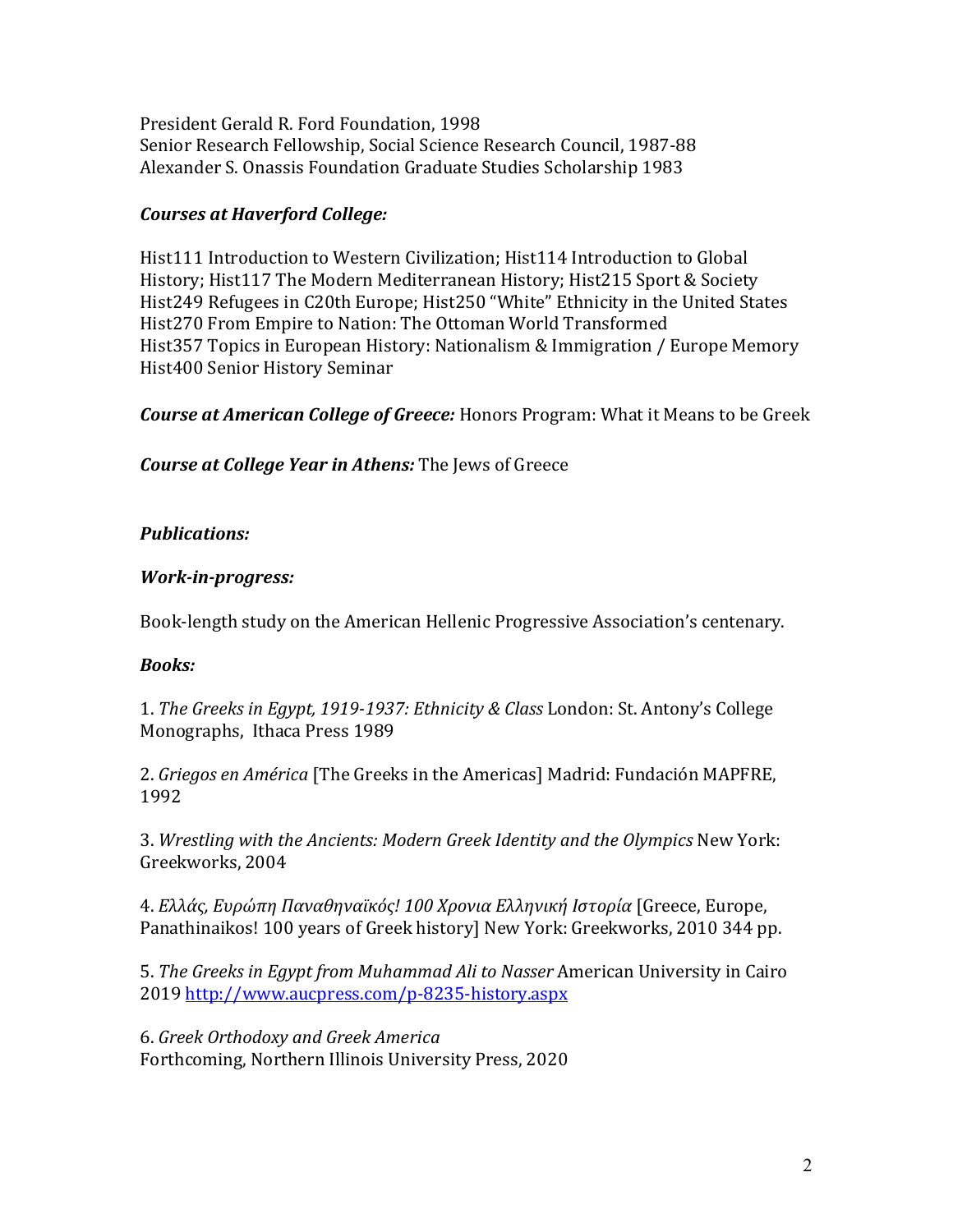President Gerald R. Ford Foundation, 1998
Senior Research Fellowship, Social Science Research Council, 1987-88
Alexander S. Onassis Foundation Graduate Studies Scholarship 1983

***Courses at Haverford College:***

Hist111 Introduction to Western Civilization; Hist114 Introduction to Global History; Hist117 The Modern Mediterranean History; Hist215 Sport & Society
Hist249 Refugees in C20th Europe; Hist250 "White" Ethnicity in the United States
Hist270 From Empire to Nation: The Ottoman World Transformed
Hist357 Topics in European History: Nationalism & Immigration / Europe Memory
Hist400 Senior History Seminar

***Course at American College of Greece:*** Honors Program: What it Means to be Greek

***Course at College Year in Athens:*** The Jews of Greece

***Publications:***

***Work-in-progress:***

Book-length study on the American Hellenic Progressive Association's centenary.

***Books:***

1. *The Greeks in Egypt, 1919-1937: Ethnicity & Class* London: St. Antony's College Monographs, Ithaca Press 1989

2. *Griegos en América* [The Greeks in the Americas] Madrid: Fundación MAPFRE, 1992

3. *Wrestling with the Ancients: Modern Greek Identity and the Olympics* New York: Greekworks, 2004

4. *Ελλάς, Ευρώπη Παναθηναϊκός! 100 Χρονια Ελληνική Ιστορία* [Greece, Europe, Panathinaikos! 100 years of Greek history] New York: Greekworks, 2010 344 pp.

5. *The Greeks in Egypt from Muhammad Ali to Nasser* American University in Cairo 2019 http://www.aucpress.com/p-8235-history.aspx

6. *Greek Orthodoxy and Greek America*
Forthcoming, Northern Illinois University Press, 2020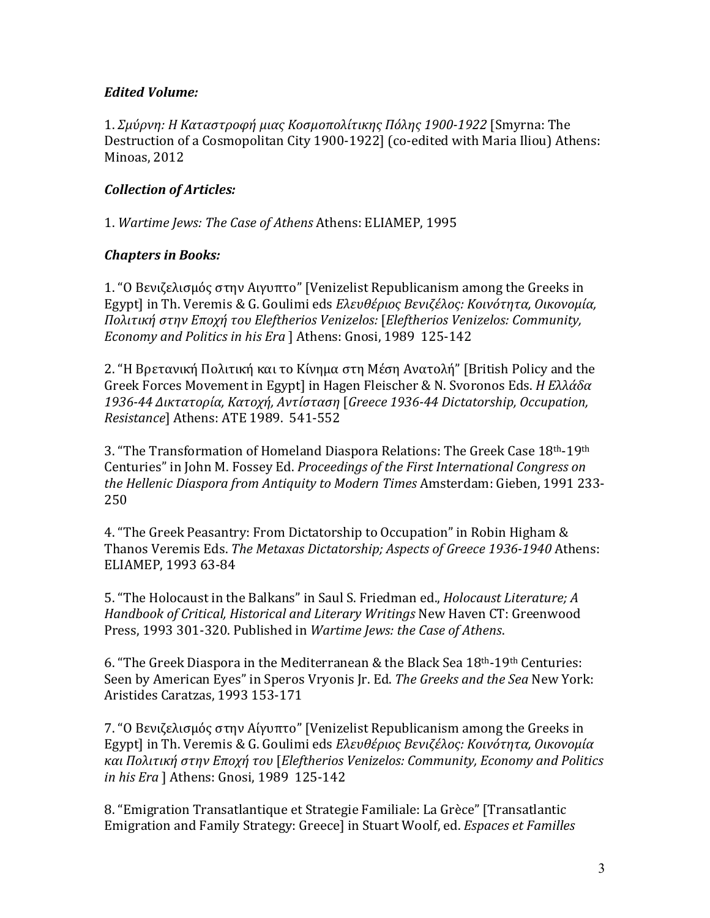***Edited Volume:***

1. *Σμύρνη: Η Καταστροφή μιας Κοσμοπολίτικης Πόλης 1900-1922* [Smyrna: The Destruction of a Cosmopolitan City 1900-1922] (co-edited with Maria Iliou) Athens: Minoas, 2012

***Collection of Articles:***

1. *Wartime Jews: The Case of Athens* Athens: ELIAMEP, 1995

***Chapters in Books:***

1. "Ο Βενιζελισμός στην Αιγυπτο" [Venizelist Republicanism among the Greeks in Egypt] in Th. Veremis & G. Goulimi eds *Ελευθέριος Βενιζέλος: Κοινότητα, Οικονομία, Πολιτική στην Εποχή του Elefherios Venizelos:* [*Eleftherios Venizelos: Community, Economy and Politics in his Era* ] Athens: Gnosi, 1989 125-142

2. "Η Βρετανική Πολιτική και το Κίνημα στη Μέση Ανατολή" [British Policy and the Greek Forces Movement in Egypt] in Hagen Fleischer & N. Svoronos Eds. *Η Ελλάδα 1936-44 Δικτατορία, Κατοχή, Αντίσταση* [*Greece 1936-44 Dictatorship, Occupation, Resistance*] Athens: ATE 1989. 541-552

3. "The Transformation of Homeland Diaspora Relations: The Greek Case 18th-19th Centuries" in John M. Fossey Ed. *Proceedings of the First International Congress on the Hellenic Diaspora from Antiquity to Modern Times* Amsterdam: Gieben, 1991 233-250

4. "The Greek Peasantry: From Dictatorship to Occupation" in Robin Higham & Thanos Veremis Eds. *The Metaxas Dictatorship; Aspects of Greece 1936-1940* Athens: ELIAMEP, 1993 63-84

5. "The Holocaust in the Balkans" in Saul S. Friedman ed., *Holocaust Literature; A Handbook of Critical, Historical and Literary Writings* New Haven CT: Greenwood Press, 1993 301-320. Published in *Wartime Jews: the Case of Athens*.

6. "The Greek Diaspora in the Mediterranean & the Black Sea 18th-19th Centuries: Seen by American Eyes" in Speros Vryonis Jr. Ed. *The Greeks and the Sea* New York: Aristides Caratzas, 1993 153-171

7. "Ο Βενιζελισμός στην Αίγυπτο" [Venizelist Republicanism among the Greeks in Egypt] in Th. Veremis & G. Goulimi eds *Ελευθέριος Βενιζέλος: Κοινότητα, Οικονομία και Πολιτική στην Εποχή του* [*Eleftherios Venizelos: Community, Economy and Politics in his Era* ] Athens: Gnosi, 1989 125-142

8. "Emigration Transatlantique et Strategie Familiale: La Grèce" [Transatlantic Emigration and Family Strategy: Greece] in Stuart Woolf, ed. *Espaces et Familles*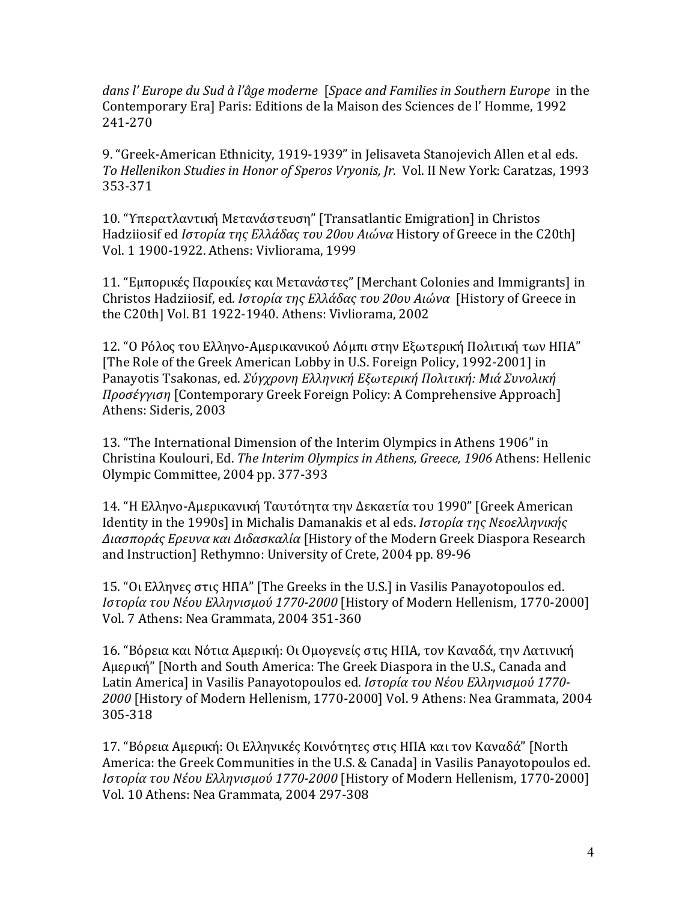*dans l' Europe du Sud à l'âge moderne* [*Space and Families in Southern Europe* in the Contemporary Era] Paris: Editions de la Maison des Sciences de l' Homme, 1992 241-270

9. "Greek-American Ethnicity, 1919-1939" in Jelisaveta Stanojevich Allen et al eds. *To Hellenikon Studies in Honor of Speros Vryonis, Jr.* Vol. II New York: Caratzas, 1993 353-371

10. "Υπερατλαντική Μετανάστευση" [Transatlantic Emigration] in Christos Hadziiosif ed *Ιστορία της Ελλάδας του 20ου Αιώνα* History of Greece in the C20th] Vol. 1 1900-1922. Athens: Vivliorama, 1999

11. "Εμπορικές Παροικίες και Μετανάστες" [Merchant Colonies and Immigrants] in Christos Hadziiosif, ed. *Ιστορία της Ελλάδας του 20ου Αιώνα* [History of Greece in the C20th] Vol. B1 1922-1940. Athens: Vivliorama, 2002

12. "Ο Ρόλος του Ελληνο-Αμερικανικού Λόμπι στην Εξωτερική Πολιτική των ΗΠΑ" [The Role of the Greek American Lobby in U.S. Foreign Policy, 1992-2001] in Panayotis Tsakonas, ed. *Σύγχρονη Ελληνική Εξωτερική Πολιτική: Μιά Συνολική Προσέγγιση* [Contemporary Greek Foreign Policy: A Comprehensive Approach] Athens: Sideris, 2003

13. "The International Dimension of the Interim Olympics in Athens 1906" in Christina Koulouri, Ed. *The Interim Olympics in Athens, Greece, 1906* Athens: Hellenic Olympic Committee, 2004 pp. 377-393

14. "Η Ελληνο-Αμερικανική Ταυτότητα την Δεκαετία του 1990" [Greek American Identity in the 1990s] in Michalis Damanakis et al eds. *Ιστορία της Νεοελληνικής Διασποράς Ερευνα και Διδασκαλία* [History of the Modern Greek Diaspora Research and Instruction] Rethymno: University of Crete, 2004 pp. 89-96

15. "Οι Ελληνες στις ΗΠΑ" [The Greeks in the U.S.] in Vasilis Panayotopoulos ed. *Ιστορία του Νέου Ελληνισμού 1770-2000* [History of Modern Hellenism, 1770-2000] Vol. 7 Athens: Nea Grammata, 2004 351-360

16. "Βόρεια και Νότια Αμερική: Οι Ομογενείς στις ΗΠΑ, τον Καναδά, την Λατινική Αμερική" [North and South America: The Greek Diaspora in the U.S., Canada and Latin America] in Vasilis Panayotopoulos ed. *Ιστορία του Νέου Ελληνισμού 1770-2000* [History of Modern Hellenism, 1770-2000] Vol. 9 Athens: Nea Grammata, 2004 305-318

17. "Βόρεια Αμερική: Οι Ελληνικές Κοινότητες στις ΗΠΑ και τον Καναδά" [North America: the Greek Communities in the U.S. & Canada] in Vasilis Panayotopoulos ed. *Ιστορία του Νέου Ελληνισμού 1770-2000* [History of Modern Hellenism, 1770-2000] Vol. 10 Athens: Nea Grammata, 2004 297-308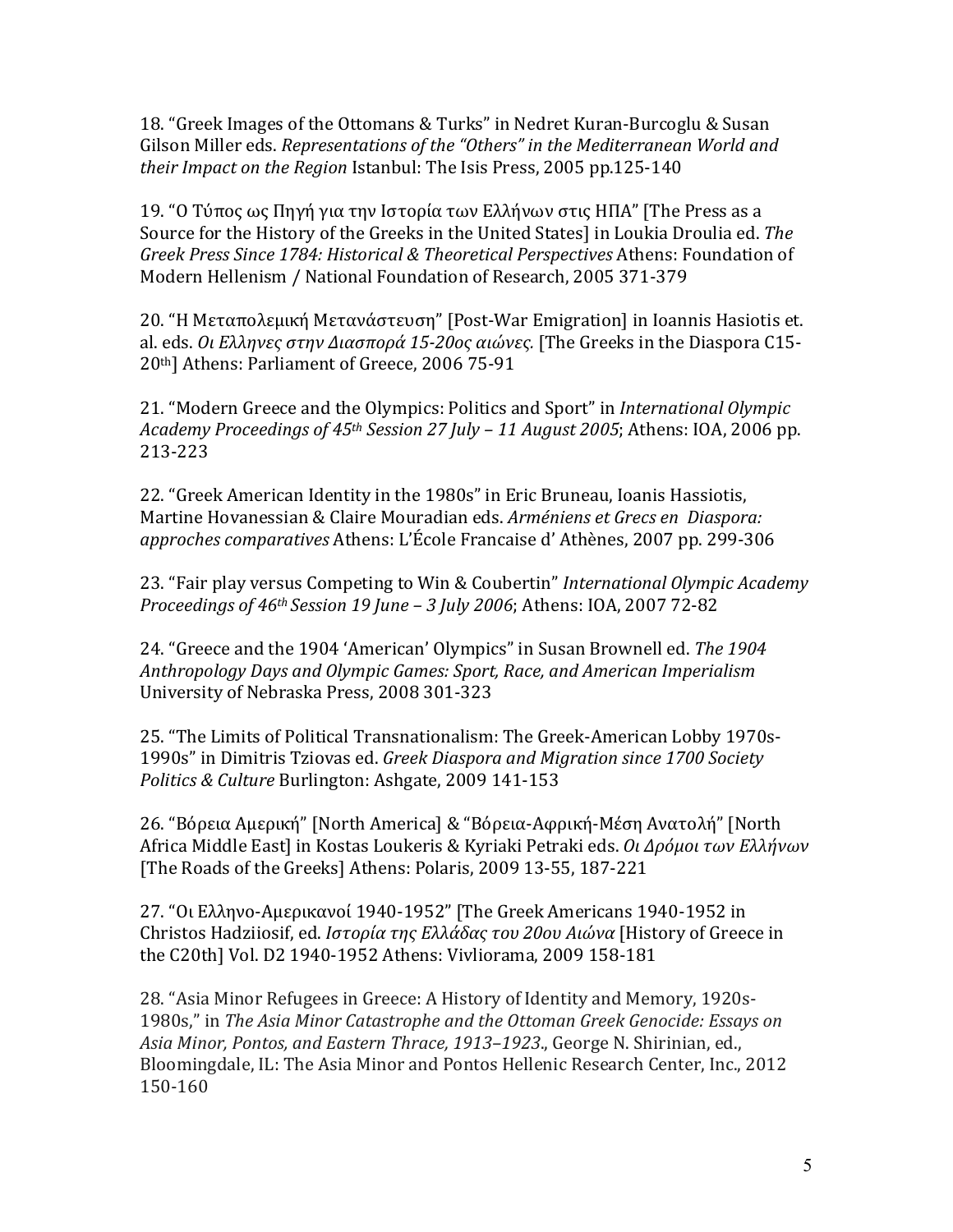18. "Greek Images of the Ottomans & Turks" in Nedret Kuran-Burcoglu & Susan Gilson Miller eds. *Representations of the "Others" in the Mediterranean World and their Impact on the Region* Istanbul: The Isis Press, 2005 pp.125-140

19. "Ο Τύπος ως Πηγή για την Ιστορία των Ελλήνων στις ΗΠΑ" [The Press as a Source for the History of the Greeks in the United States] in Loukia Droulia ed. *The Greek Press Since 1784: Historical & Theoretical Perspectives* Athens: Foundation of Modern Hellenism / National Foundation of Research, 2005 371-379

20. "Η Μεταπολεμική Μετανάστευση" [Post-War Emigration] in Ioannis Hasiotis et. al. eds. *Οι Ελληνες στην Διασπορά 15-20ος αιώνες.* [The Greeks in the Diaspora C15-20th] Athens: Parliament of Greece, 2006 75-91

21. "Modern Greece and the Olympics: Politics and Sport" in *International Olympic Academy Proceedings of 45th Session 27 July – 11 August 2005*; Athens: IOA, 2006 pp. 213-223

22. "Greek American Identity in the 1980s" in Eric Bruneau, Ioanis Hassiotis, Martine Hovanessian & Claire Mouradian eds. *Arméniens et Grecs en Diaspora: approches comparatives* Athens: L'École Francaise d' Athènes, 2007 pp. 299-306

23. "Fair play versus Competing to Win & Coubertin" *International Olympic Academy Proceedings of 46th Session 19 June – 3 July 2006*; Athens: IOA, 2007 72-82

24. "Greece and the 1904 'American' Olympics" in Susan Brownell ed. *The 1904 Anthropology Days and Olympic Games: Sport, Race, and American Imperialism* University of Nebraska Press, 2008 301-323

25. "The Limits of Political Transnationalism: The Greek-American Lobby 1970s-1990s" in Dimitris Tziovas ed. *Greek Diaspora and Migration since 1700 Society Politics & Culture* Burlington: Ashgate, 2009 141-153

26. "Βόρεια Αμερική" [North America] & "Βόρεια-Αφρική-Μέση Ανατολή" [North Africa Middle East] in Kostas Loukeris & Kyriaki Petraki eds. *Οι Δρόμοι των Ελλήνων* [The Roads of the Greeks] Athens: Polaris, 2009 13-55, 187-221

27. "Οι Ελληνο-Αμερικανοί 1940-1952" [The Greek Americans 1940-1952 in Christos Hadziiosif, ed. *Ιστορία της Ελλάδας του 20ου Αιώνα* [History of Greece in the C20th] Vol. D2 1940-1952 Athens: Vivliorama, 2009 158-181

28. "Asia Minor Refugees in Greece: A History of Identity and Memory, 1920s-1980s," in *The Asia Minor Catastrophe and the Ottoman Greek Genocide: Essays on Asia Minor, Pontos, and Eastern Thrace, 1913–1923*., George N. Shirinian, ed., Bloomingdale, IL: The Asia Minor and Pontos Hellenic Research Center, Inc., 2012 150-160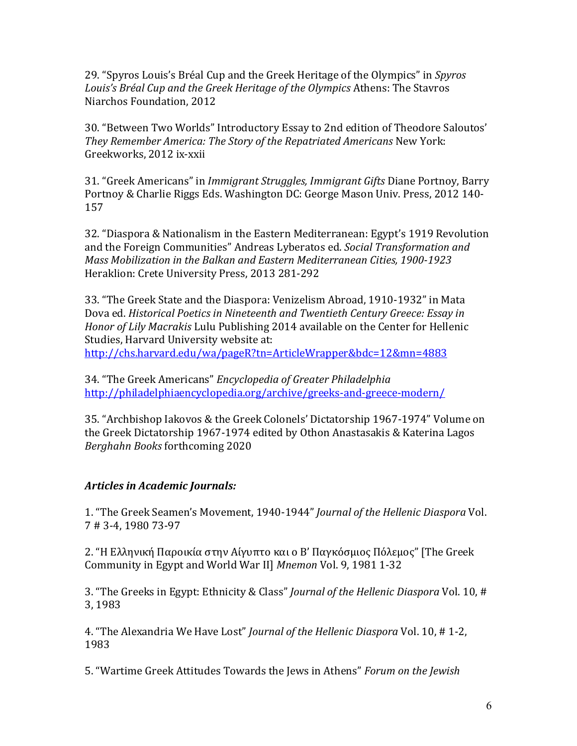29. "Spyros Louis's Bréal Cup and the Greek Heritage of the Olympics" in *Spyros Louis's Bréal Cup and the Greek Heritage of the Olympics* Athens: The Stavros Niarchos Foundation, 2012

30. "Between Two Worlds" Introductory Essay to 2nd edition of Theodore Saloutos' *They Remember America: The Story of the Repatriated Americans* New York: Greekworks, 2012 ix-xxii

31. "Greek Americans" in *Immigrant Struggles, Immigrant Gifts* Diane Portnoy, Barry Portnoy & Charlie Riggs Eds. Washington DC: George Mason Univ. Press, 2012 140-157

32. "Diaspora & Nationalism in the Eastern Mediterranean: Egypt's 1919 Revolution and the Foreign Communities" Andreas Lyberatos ed. *Social Transformation and Mass Mobilization in the Balkan and Eastern Mediterranean Cities, 1900-1923* Heraklion: Crete University Press, 2013 281-292

33. "The Greek State and the Diaspora: Venizelism Abroad, 1910-1932" in Mata Dova ed. *Historical Poetics in Nineteenth and Twentieth Century Greece: Essay in Honor of Lily Macrakis* Lulu Publishing 2014 available on the Center for Hellenic Studies, Harvard University website at: http://chs.harvard.edu/wa/pageR?tn=ArticleWrapper&bdc=12&mn=4883

34. "The Greek Americans" *Encyclopedia of Greater Philadelphia* http://philadelphiaencyclopedia.org/archive/greeks-and-greece-modern/

35. "Archbishop Iakovos & the Greek Colonels' Dictatorship 1967-1974" Volume on the Greek Dictatorship 1967-1974 edited by Othon Anastasakis & Katerina Lagos *Berghahn Books* forthcoming 2020

***Articles in Academic Journals:***

1. "The Greek Seamen's Movement, 1940-1944" *Journal of the Hellenic Diaspora* Vol. 7 # 3-4, 1980 73-97

2. "Η Ελληνική Παροικία στην Αίγυπτο και ο Β' Παγκόσμιος Πόλεμος" [The Greek Community in Egypt and World War II] *Mnemon* Vol. 9, 1981 1-32

3. "The Greeks in Egypt: Ethnicity & Class" *Journal of the Hellenic Diaspora* Vol. 10, # 3, 1983

4. "The Alexandria We Have Lost" *Journal of the Hellenic Diaspora* Vol. 10, # 1-2, 1983

5. "Wartime Greek Attitudes Towards the Jews in Athens" *Forum on the Jewish*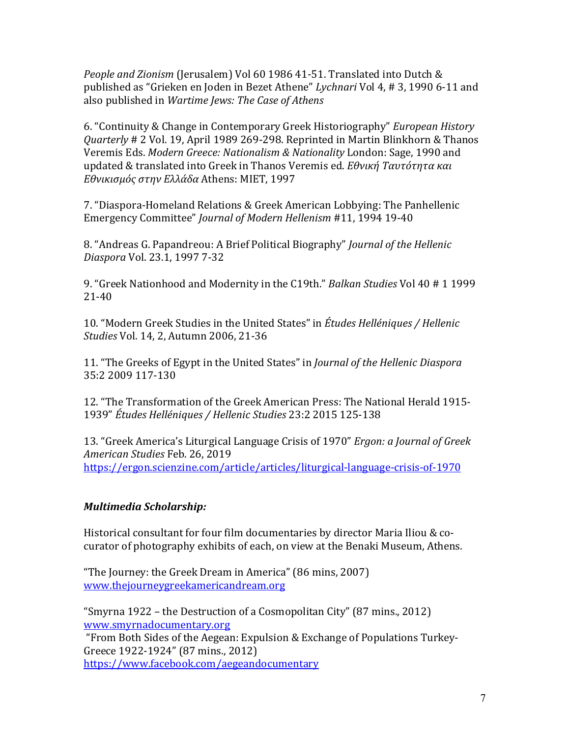*People and Zionism* (Jerusalem) Vol 60 1986 41-51. Translated into Dutch & published as "Grieken en Joden in Bezet Athene" *Lychnari* Vol 4, # 3, 1990 6-11 and also published in *Wartime Jews: The Case of Athens*

6. "Continuity & Change in Contemporary Greek Historiography" *European History Quarterly* # 2 Vol. 19, April 1989 269-298. Reprinted in Martin Blinkhorn & Thanos Veremis Eds. *Modern Greece: Nationalism & Nationality* London: Sage, 1990 and updated & translated into Greek in Thanos Veremis ed. *Εθνική Ταυτότητα και Εθνικισμός στην Ελλάδα* Athens: MIET, 1997

7. "Diaspora-Homeland Relations & Greek American Lobbying: The Panhellenic Emergency Committee" *Journal of Modern Hellenism* #11, 1994 19-40

8. "Andreas G. Papandreou: A Brief Political Biography" *Journal of the Hellenic Diaspora* Vol. 23.1, 1997 7-32

9. "Greek Nationhood and Modernity in the C19th." *Balkan Studies* Vol 40 # 1 1999 21-40

10. "Modern Greek Studies in the United States" in *Études Helléniques / Hellenic Studies* Vol. 14, 2, Autumn 2006, 21-36

11. "The Greeks of Egypt in the United States" in *Journal of the Hellenic Diaspora* 35:2 2009 117-130

12. "The Transformation of the Greek American Press: The National Herald 1915-1939" *Études Helléniques / Hellenic Studies* 23:2 2015 125-138

13. "Greek America's Liturgical Language Crisis of 1970" *Ergon: a Journal of Greek American Studies* Feb. 26, 2019
https://ergon.scienzine.com/article/articles/liturgical-language-crisis-of-1970

***Multimedia Scholarship:***

Historical consultant for four film documentaries by director Maria Iliou & co-curator of photography exhibits of each, on view at the Benaki Museum, Athens.

"The Journey: the Greek Dream in America" (86 mins, 2007)
www.thejourneygreekamericandream.org

"Smyrna 1922 – the Destruction of a Cosmopolitan City" (87 mins., 2012)
www.smyrnadocumentary.org

"From Both Sides of the Aegean: Expulsion & Exchange of Populations Turkey-Greece 1922-1924" (87 mins., 2012)
https://www.facebook.com/aegeandocumentary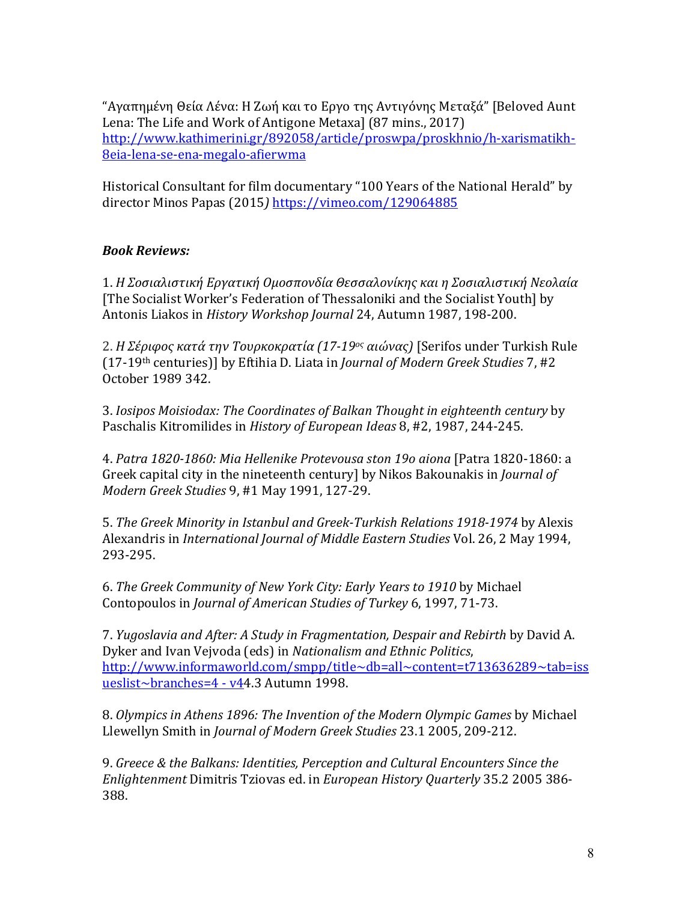"Αγαπημένη Θεία Λένα: Η Ζωή και το Εργο της Αντιγόνης Μεταξά" [Beloved Aunt Lena: The Life and Work of Antigone Metaxa] (87 mins., 2017) http://www.kathimerini.gr/892058/article/proswpa/proskhnio/h-xarismatikh-8eia-lena-se-ena-megalo-afierwma

Historical Consultant for film documentary "100 Years of the National Herald" by director Minos Papas (2015*)* https://vimeo.com/129064885

***Book Reviews:***

1. *Η Σοσιαλιστική Εργατική Ομοσπονδία Θεσσαλονίκης και η Σοσιαλιστική Νεολαία* [The Socialist Worker's Federation of Thessaloniki and the Socialist Youth] by Antonis Liakos in *History Workshop Journal* 24, Autumn 1987, 198-200.

2. *Η Σέριφος κατά την Τουρκοκρατία (17-19ος αιώνας)* [Serifos under Turkish Rule (17-19th centuries)] by Eftihia D. Liata in *Journal of Modern Greek Studies* 7, #2 October 1989 342.

3. *Iosipos Moisiodax: The Coordinates of Balkan Thought in eighteenth century* by Paschalis Kitromilides in *History of European Ideas* 8, #2, 1987, 244-245.

4. *Patra 1820-1860: Mia Hellenike Protevousa ston 19o aiona* [Patra 1820-1860: a Greek capital city in the nineteenth century] by Nikos Bakounakis in *Journal of Modern Greek Studies* 9, #1 May 1991, 127-29.

5. *The Greek Minority in Istanbul and Greek-Turkish Relations 1918-1974* by Alexis Alexandris in *International Journal of Middle Eastern Studies* Vol. 26, 2 May 1994, 293-295.

6. *The Greek Community of New York City: Early Years to 1910* by Michael Contopoulos in *Journal of American Studies of Turkey* 6, 1997, 71-73.

7. *Yugoslavia and After: A Study in Fragmentation, Despair and Rebirth* by David A. Dyker and Ivan Vejvoda (eds) in *Nationalism and Ethnic Politics*, http://www.informaworld.com/smpp/title~db=all~content=t713636289~tab=issueslist~branches=4 - v44.3 Autumn 1998.

8. *Olympics in Athens 1896: The Invention of the Modern Olympic Games* by Michael Llewellyn Smith in *Journal of Modern Greek Studies* 23.1 2005, 209-212.

9. *Greece & the Balkans: Identities, Perception and Cultural Encounters Since the Enlightenment* Dimitris Tziovas ed. in *European History Quarterly* 35.2 2005 386-388.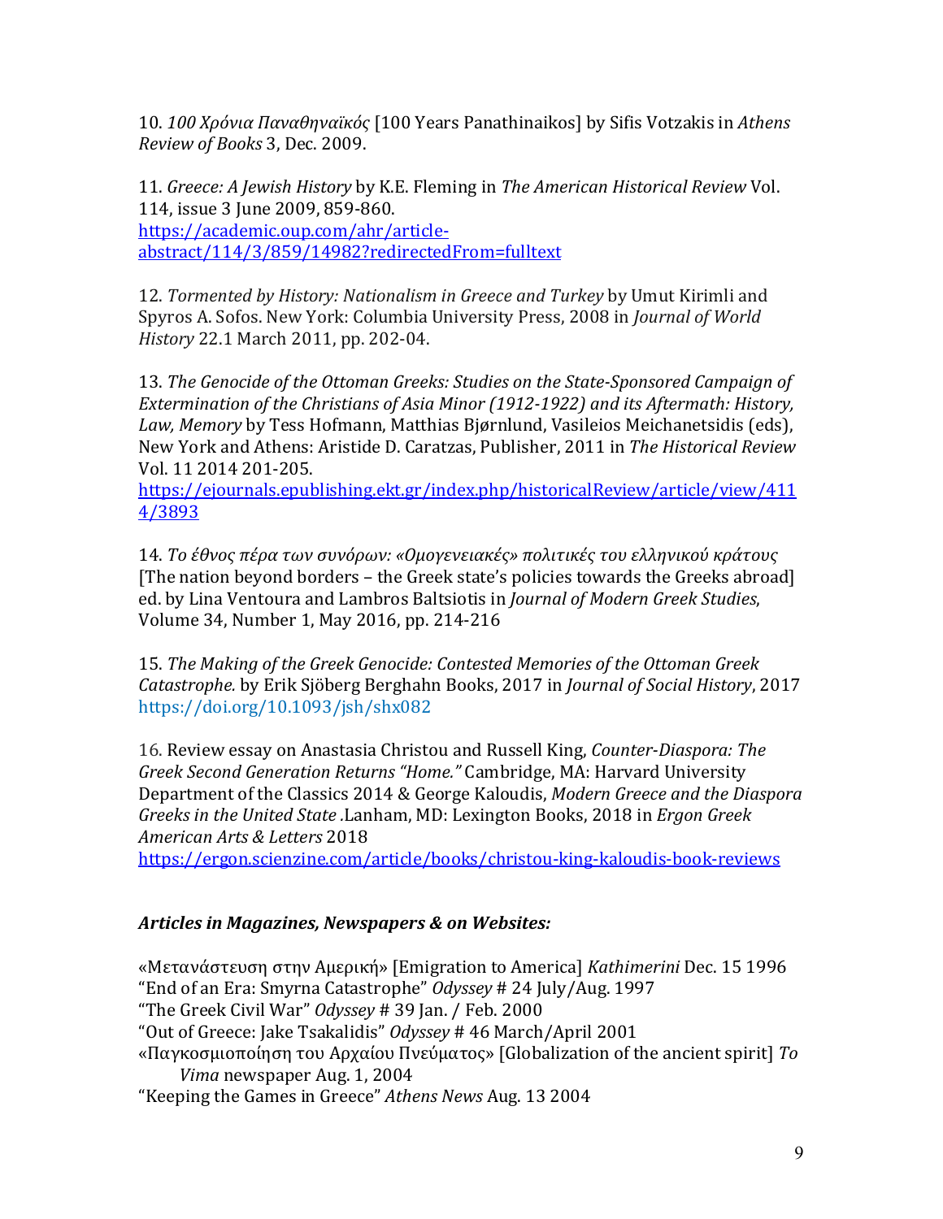10. *100 Χρόνια Παναθηναϊκός* [100 Years Panathinaikos] by Sifis Votzakis in *Athens Review of Books* 3, Dec. 2009.

11. *Greece: A Jewish History* by K.E. Fleming in *The American Historical Review* Vol. 114, issue 3 June 2009, 859-860.
https://academic.oup.com/ahr/article-abstract/114/3/859/14982?redirectedFrom=fulltext

12. *Tormented by History: Nationalism in Greece and Turkey* by Umut Kirimli and Spyros A. Sofos. New York: Columbia University Press, 2008 in *Journal of World History* 22.1 March 2011, pp. 202-04.

13. *The Genocide of the Ottoman Greeks: Studies on the State-Sponsored Campaign of Extermination of the Christians of Asia Minor (1912-1922) and its Aftermath: History, Law, Memory* by Tess Hofmann, Matthias Bjørnlund, Vasileios Meichanetsidis (eds), New York and Athens: Aristide D. Caratzas, Publisher, 2011 in *The Historical Review* Vol. 11 2014 201-205.
https://ejournals.epublishing.ekt.gr/index.php/historicalReview/article/view/4114/3893

14. *Το έθνος πέρα των συνόρων: «Ομογενειακές» πολιτικές του ελληνικού κράτους* [The nation beyond borders – the Greek state's policies towards the Greeks abroad] ed. by Lina Ventoura and Lambros Baltsiotis in *Journal of Modern Greek Studies*, Volume 34, Number 1, May 2016, pp. 214-216

15. *The Making of the Greek Genocide: Contested Memories of the Ottoman Greek Catastrophe.* by Erik Sjöberg Berghahn Books, 2017 in *Journal of Social History*, 2017 https://doi.org/10.1093/jsh/shx082

16. Review essay on Anastasia Christou and Russell King, *Counter-Diaspora: The Greek Second Generation Returns "Home."* Cambridge, MA: Harvard University Department of the Classics 2014 & George Kaloudis, *Modern Greece and the Diaspora Greeks in the United State* .Lanham, MD: Lexington Books, 2018 in *Ergon Greek American Arts & Letters* 2018
https://ergon.scienzine.com/article/books/christou-king-kaloudis-book-reviews

## ***Articles in Magazines, Newspapers & on Websites:***

«Μετανάστευση στην Αμερική» [Emigration to America] *Kathimerini* Dec. 15 1996
"End of an Era: Smyrna Catastrophe" *Odyssey* # 24 July/Aug. 1997
"The Greek Civil War" *Odyssey* # 39 Jan. / Feb. 2000
"Out of Greece: Jake Tsakalidis" *Odyssey* # 46 March/April 2001
«Παγκοσμιοποίηση του Αρχαίου Πνεύματος» [Globalization of the ancient spirit] *To Vima* newspaper Aug. 1, 2004
"Keeping the Games in Greece" *Athens News* Aug. 13 2004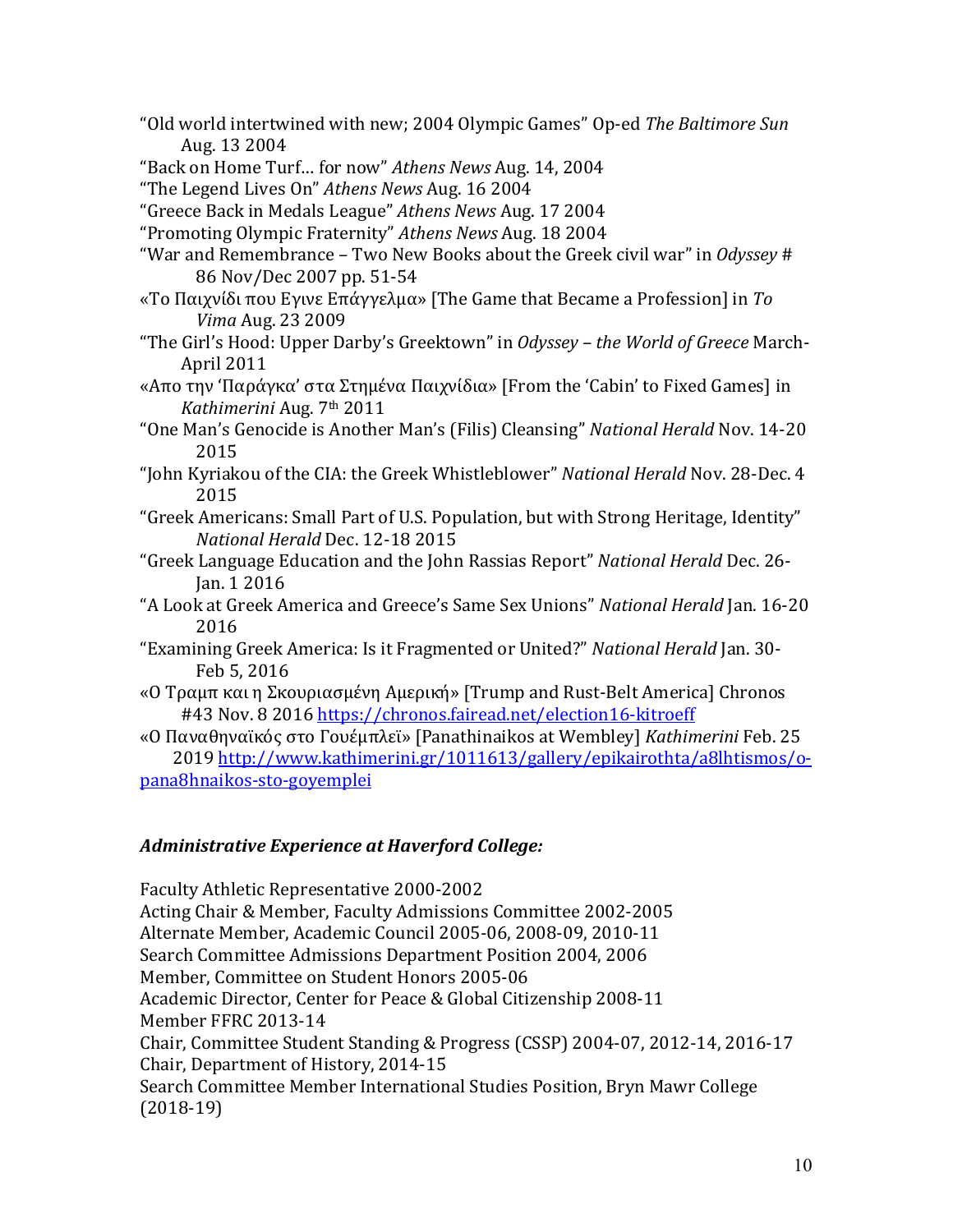"Old world intertwined with new; 2004 Olympic Games" Op-ed *The Baltimore Sun* Aug. 13 2004

"Back on Home Turf… for now" *Athens News* Aug. 14, 2004

"The Legend Lives On" *Athens News* Aug. 16 2004

"Greece Back in Medals League" *Athens News* Aug. 17 2004

"Promoting Olympic Fraternity" *Athens News* Aug. 18 2004

"War and Remembrance – Two New Books about the Greek civil war" in *Odyssey* # 86 Nov/Dec 2007 pp. 51-54

«Το Παιχνίδι που Εγινε Επάγγελμα» [The Game that Became a Profession] in *To Vima* Aug. 23 2009

"The Girl's Hood: Upper Darby's Greektown" in *Odyssey – the World of Greece* March-April 2011

«Απο την 'Παράγκα' στα Στημένα Παιχνίδια» [From the 'Cabin' to Fixed Games] in *Kathimerini* Aug. 7th 2011

"One Man's Genocide is Another Man's (Filis) Cleansing" *National Herald* Nov. 14-20 2015

"John Kyriakou of the CIA: the Greek Whistleblower" *National Herald* Nov. 28-Dec. 4 2015

"Greek Americans: Small Part of U.S. Population, but with Strong Heritage, Identity" *National Herald* Dec. 12-18 2015

"Greek Language Education and the John Rassias Report" *National Herald* Dec. 26-Jan. 1 2016

"A Look at Greek America and Greece's Same Sex Unions" *National Herald* Jan. 16-20 2016

"Examining Greek America: Is it Fragmented or United?" *National Herald* Jan. 30-Feb 5, 2016

«Ο Τραμπ και η Σκουριασμένη Αμερική» [Trump and Rust-Belt America] Chronos #43 Nov. 8 2016 https://chronos.fairead.net/election16-kitroeff

«Ο Παναθηναϊκός στο Γουέμπλεϊ» [Panathinaikos at Wembley] *Kathimerini* Feb. 25 2019 http://www.kathimerini.gr/1011613/gallery/epikairothta/a8lhtismos/o-pana8hnaikos-sto-goyemplei

### *Administrative Experience at Haverford College:*

Faculty Athletic Representative 2000-2002
Acting Chair & Member, Faculty Admissions Committee 2002-2005
Alternate Member, Academic Council 2005-06, 2008-09, 2010-11
Search Committee Admissions Department Position 2004, 2006
Member, Committee on Student Honors 2005-06
Academic Director, Center for Peace & Global Citizenship 2008-11
Member FFRC 2013-14
Chair, Committee Student Standing & Progress (CSSP) 2004-07, 2012-14, 2016-17
Chair, Department of History, 2014-15
Search Committee Member International Studies Position, Bryn Mawr College (2018-19)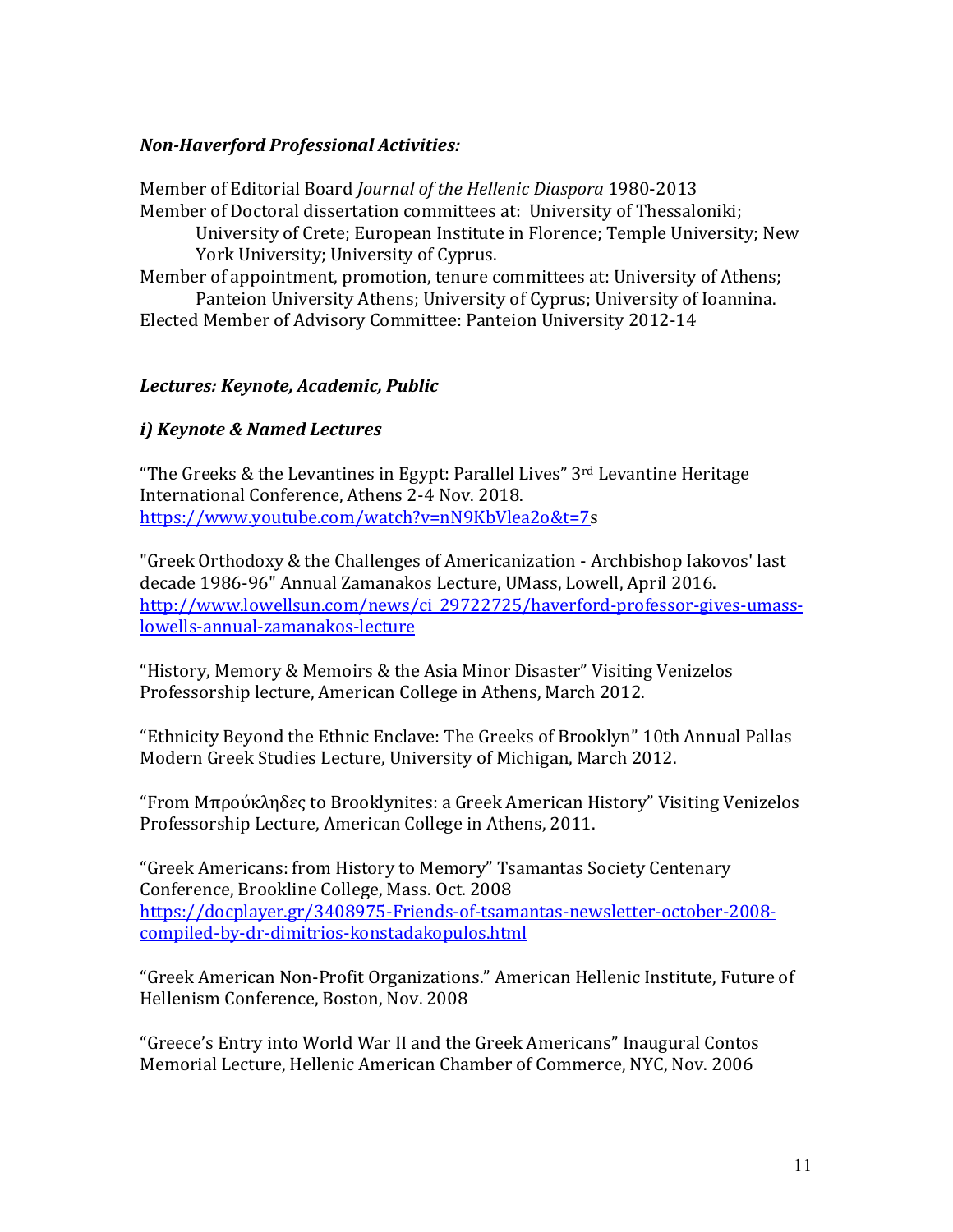### *Non-Haverford Professional Activities:*

Member of Editorial Board *Journal of the Hellenic Diaspora* 1980-2013
Member of Doctoral dissertation committees at: University of Thessaloniki; University of Crete; European Institute in Florence; Temple University; New York University; University of Cyprus.
Member of appointment, promotion, tenure committees at: University of Athens; Panteion University Athens; University of Cyprus; University of Ioannina.
Elected Member of Advisory Committee: Panteion University 2012-14

### *Lectures: Keynote, Academic, Public*

#### *i) Keynote & Named Lectures*

"The Greeks & the Levantines in Egypt: Parallel Lives" 3rd Levantine Heritage International Conference, Athens 2-4 Nov. 2018.
https://www.youtube.com/watch?v=nN9KbVlea2o&t=7s

"Greek Orthodoxy & the Challenges of Americanization - Archbishop Iakovos' last decade 1986-96" Annual Zamanakos Lecture, UMass, Lowell, April 2016.
http://www.lowellsun.com/news/ci_29722725/haverford-professor-gives-umass-lowells-annual-zamanakos-lecture

"History, Memory & Memoirs & the Asia Minor Disaster" Visiting Venizelos Professorship lecture, American College in Athens, March 2012.

"Ethnicity Beyond the Ethnic Enclave: The Greeks of Brooklyn" 10th Annual Pallas Modern Greek Studies Lecture, University of Michigan, March 2012.

"From Μπρούκληδες to Brooklynites: a Greek American History" Visiting Venizelos Professorship Lecture, American College in Athens, 2011.

"Greek Americans: from History to Memory" Tsamantas Society Centenary Conference, Brookline College, Mass. Oct. 2008
https://docplayer.gr/3408975-Friends-of-tsamantas-newsletter-october-2008-compiled-by-dr-dimitrios-konstadakopulos.html

"Greek American Non-Profit Organizations." American Hellenic Institute, Future of Hellenism Conference, Boston, Nov. 2008

"Greece's Entry into World War II and the Greek Americans" Inaugural Contos Memorial Lecture, Hellenic American Chamber of Commerce, NYC, Nov. 2006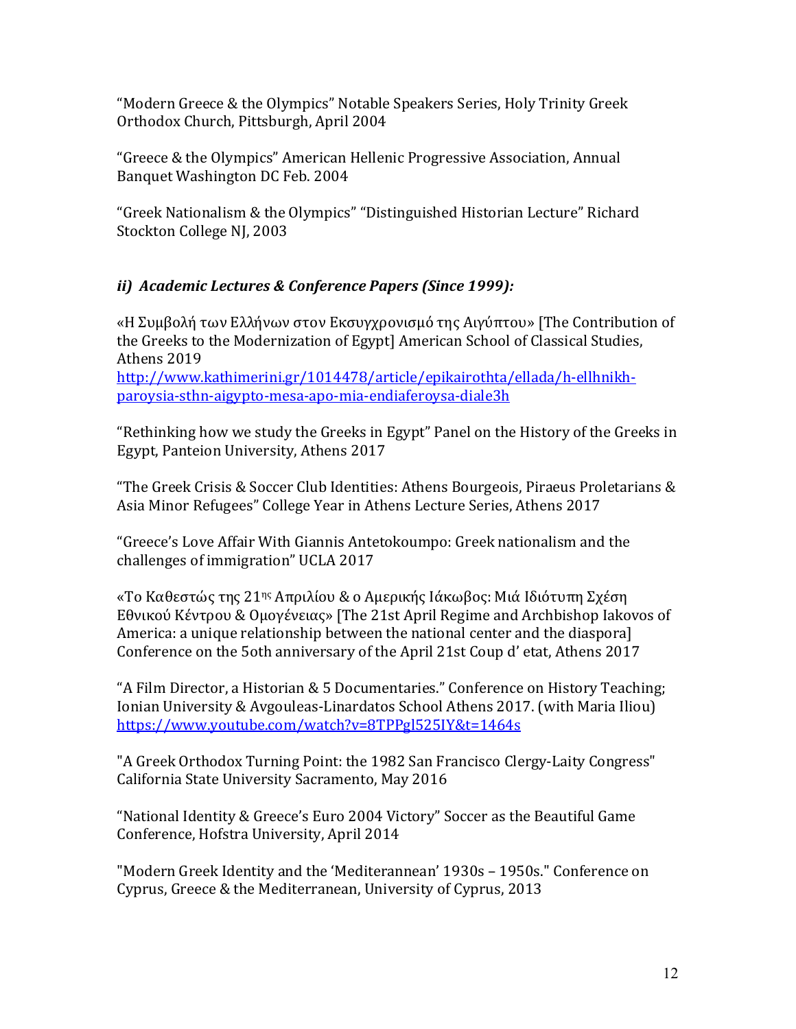"Modern Greece & the Olympics" Notable Speakers Series, Holy Trinity Greek Orthodox Church, Pittsburgh, April 2004

"Greece & the Olympics" American Hellenic Progressive Association, Annual Banquet Washington DC Feb. 2004

"Greek Nationalism & the Olympics" "Distinguished Historian Lecture" Richard Stockton College NJ, 2003

### *ii) Academic Lectures & Conference Papers (Since 1999):*

«Η Συμβολή των Ελλήνων στον Εκσυγχρονισμό της Αιγύπτου» [The Contribution of the Greeks to the Modernization of Egypt] American School of Classical Studies, Athens 2019
http://www.kathimerini.gr/1014478/article/epikairothta/ellada/h-ellhnikh-paroysia-sthn-aigypto-mesa-apo-mia-endiaferoysa-diale3h

"Rethinking how we study the Greeks in Egypt" Panel on the History of the Greeks in Egypt, Panteion University, Athens 2017

"The Greek Crisis & Soccer Club Identities: Athens Bourgeois, Piraeus Proletarians & Asia Minor Refugees" College Year in Athens Lecture Series, Athens 2017

"Greece's Love Affair With Giannis Antetokoumpo: Greek nationalism and the challenges of immigration" UCLA 2017

«Το Καθεστώς της 21ης Απριλίου & ο Αμερικής Ιάκωβος: Μιά Ιδιότυπη Σχέση Εθνικού Κέντρου & Ομογένειας» [The 21st April Regime and Archbishop Iakovos of America: a unique relationship between the national center and the diaspora] Conference on the 5oth anniversary of the April 21st Coup d' etat, Athens 2017

"A Film Director, a Historian & 5 Documentaries." Conference on History Teaching; Ionian University & Avgouleas-Linardatos School Athens 2017. (with Maria Iliou)
https://www.youtube.com/watch?v=8TPPgl525IY&t=1464s

"A Greek Orthodox Turning Point: the 1982 San Francisco Clergy-Laity Congress" California State University Sacramento, May 2016

"National Identity & Greece's Euro 2004 Victory" Soccer as the Beautiful Game Conference, Hofstra University, April 2014

"Modern Greek Identity and the 'Mediterannean' 1930s – 1950s." Conference on Cyprus, Greece & the Mediterranean, University of Cyprus, 2013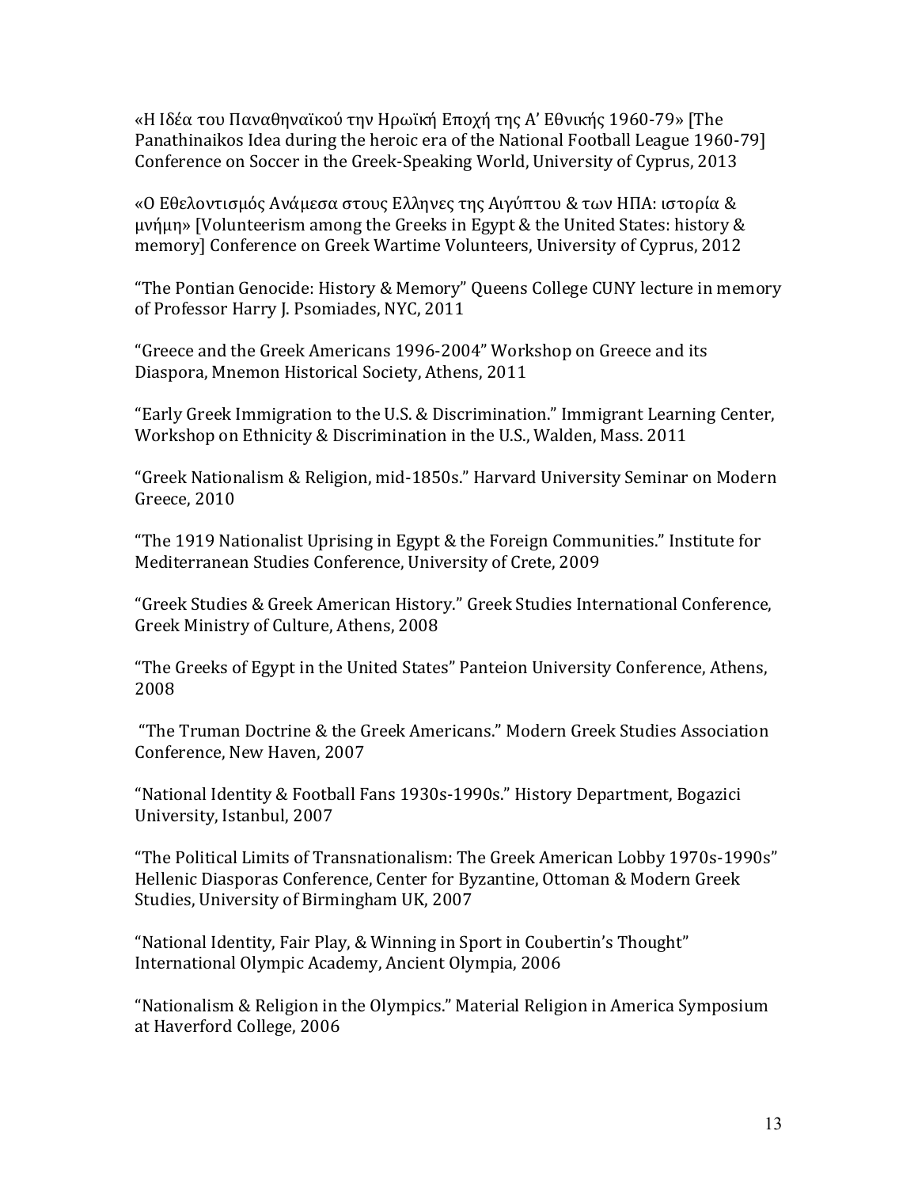«Η Ιδέα του Παναθηναϊκού την Ηρωϊκή Εποχή της Α' Εθνικής 1960-79» [The Panathinaikos Idea during the heroic era of the National Football League 1960-79] Conference on Soccer in the Greek-Speaking World, University of Cyprus, 2013

«Ο Εθελοντισμός Ανάμεσα στους Ελληνες της Αιγύπτου & των ΗΠΑ: ιστορία & μνήμη» [Volunteerism among the Greeks in Egypt & the United States: history & memory] Conference on Greek Wartime Volunteers, University of Cyprus, 2012

"The Pontian Genocide: History & Memory" Queens College CUNY lecture in memory of Professor Harry J. Psomiades, NYC, 2011

"Greece and the Greek Americans 1996-2004" Workshop on Greece and its Diaspora, Mnemon Historical Society, Athens, 2011

"Early Greek Immigration to the U.S. & Discrimination." Immigrant Learning Center, Workshop on Ethnicity & Discrimination in the U.S., Walden, Mass. 2011

"Greek Nationalism & Religion, mid-1850s." Harvard University Seminar on Modern Greece, 2010

"The 1919 Nationalist Uprising in Egypt & the Foreign Communities." Institute for Mediterranean Studies Conference, University of Crete, 2009

"Greek Studies & Greek American History." Greek Studies International Conference, Greek Ministry of Culture, Athens, 2008

"The Greeks of Egypt in the United States" Panteion University Conference, Athens, 2008

"The Truman Doctrine & the Greek Americans." Modern Greek Studies Association Conference, New Haven, 2007

"National Identity & Football Fans 1930s-1990s." History Department, Bogazici University, Istanbul, 2007

"The Political Limits of Transnationalism: The Greek American Lobby 1970s-1990s" Hellenic Diasporas Conference, Center for Byzantine, Ottoman & Modern Greek Studies, University of Birmingham UK, 2007

"National Identity, Fair Play, & Winning in Sport in Coubertin's Thought" International Olympic Academy, Ancient Olympia, 2006

"Nationalism & Religion in the Olympics." Material Religion in America Symposium at Haverford College, 2006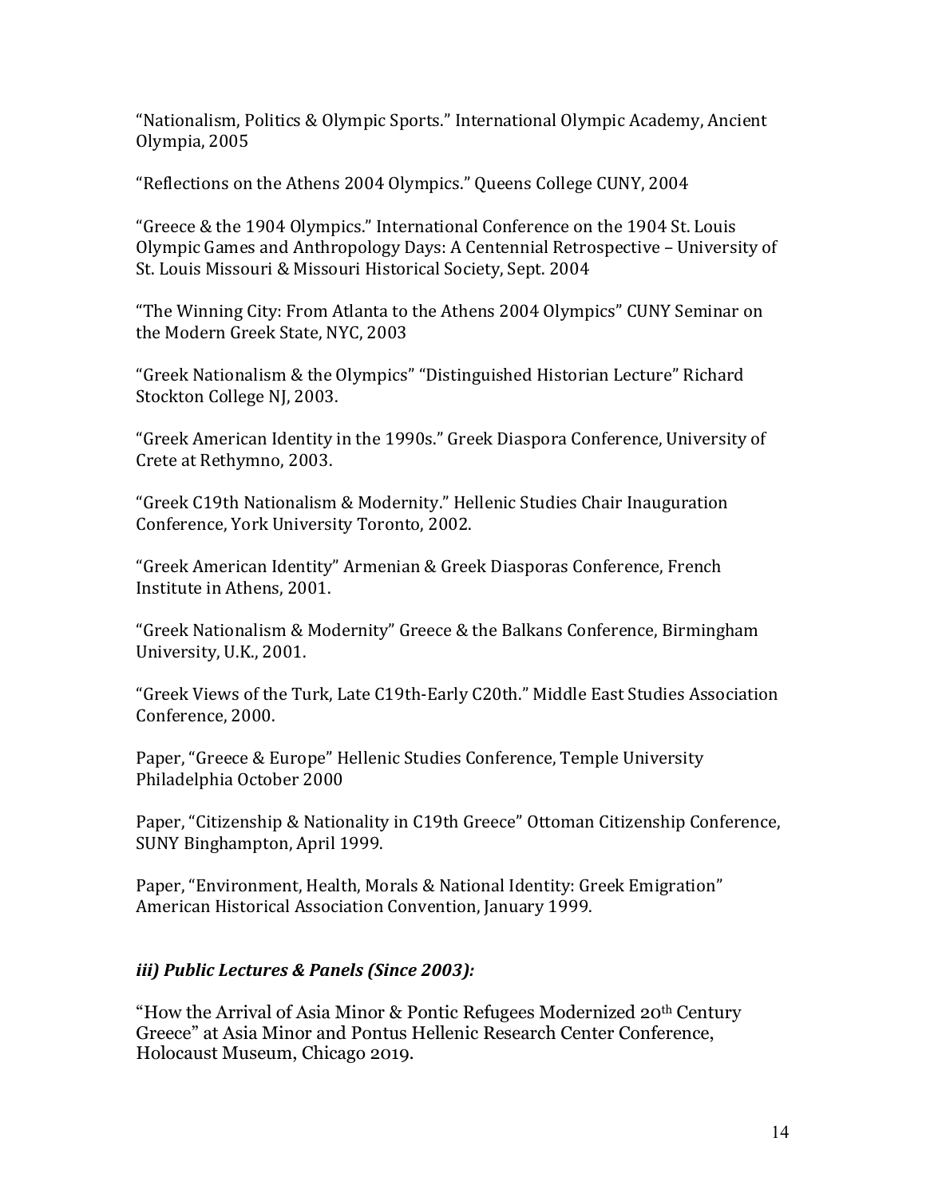"Nationalism, Politics & Olympic Sports." International Olympic Academy, Ancient Olympia, 2005

"Reflections on the Athens 2004 Olympics." Queens College CUNY, 2004

"Greece & the 1904 Olympics." International Conference on the 1904 St. Louis Olympic Games and Anthropology Days: A Centennial Retrospective – University of St. Louis Missouri & Missouri Historical Society, Sept. 2004

"The Winning City: From Atlanta to the Athens 2004 Olympics" CUNY Seminar on the Modern Greek State, NYC, 2003

"Greek Nationalism & the Olympics" "Distinguished Historian Lecture" Richard Stockton College NJ, 2003.

"Greek American Identity in the 1990s." Greek Diaspora Conference, University of Crete at Rethymno, 2003.

"Greek C19th Nationalism & Modernity." Hellenic Studies Chair Inauguration Conference, York University Toronto, 2002.

"Greek American Identity" Armenian & Greek Diasporas Conference, French Institute in Athens, 2001.

"Greek Nationalism & Modernity" Greece & the Balkans Conference, Birmingham University, U.K., 2001.

"Greek Views of the Turk, Late C19th-Early C20th." Middle East Studies Association Conference, 2000.

Paper, "Greece & Europe" Hellenic Studies Conference, Temple University Philadelphia October 2000

Paper, "Citizenship & Nationality in C19th Greece" Ottoman Citizenship Conference, SUNY Binghampton, April 1999.

Paper, "Environment, Health, Morals & National Identity: Greek Emigration" American Historical Association Convention, January 1999.

### *iii) Public Lectures & Panels (Since 2003):*

"How the Arrival of Asia Minor & Pontic Refugees Modernized 20th Century Greece" at Asia Minor and Pontus Hellenic Research Center Conference, Holocaust Museum, Chicago 2019.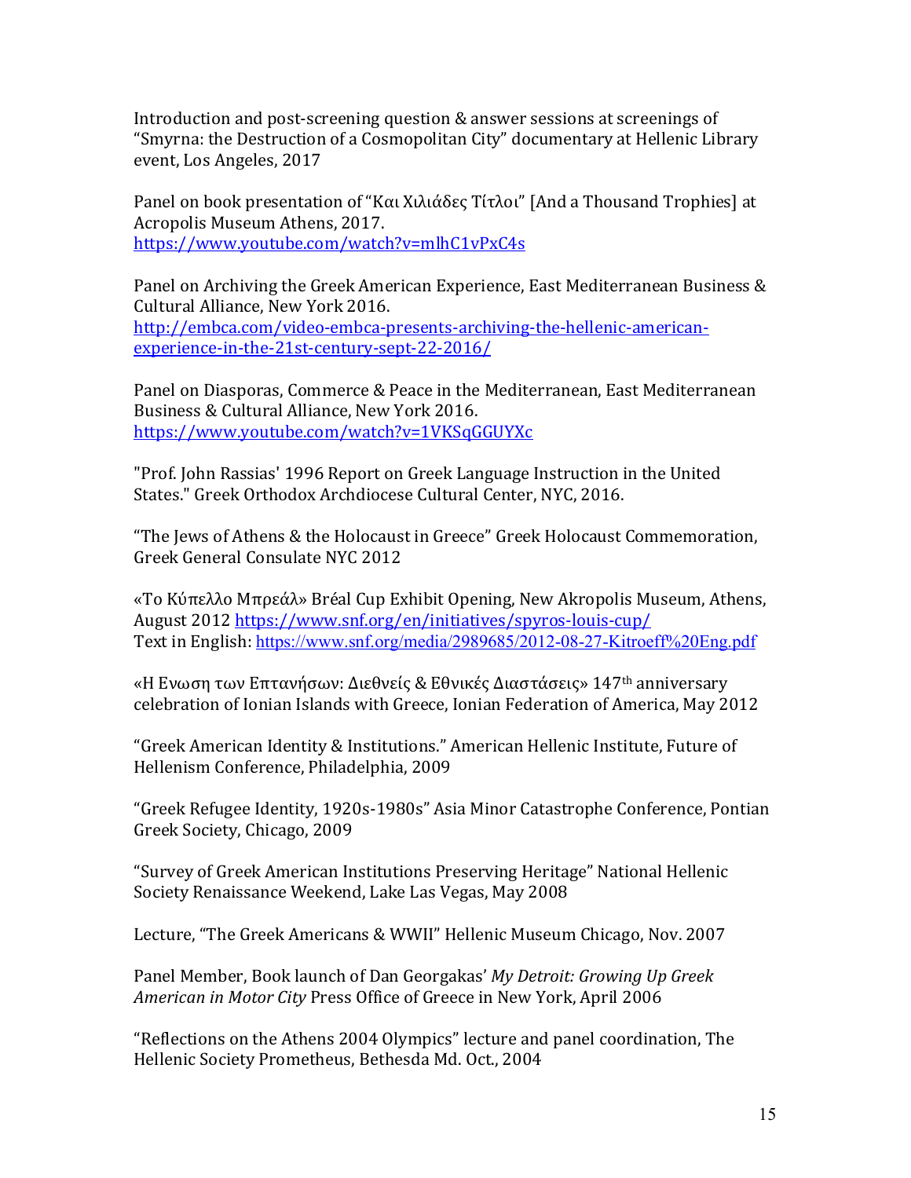Introduction and post-screening question & answer sessions at screenings of "Smyrna: the Destruction of a Cosmopolitan City" documentary at Hellenic Library event, Los Angeles, 2017

Panel on book presentation of "Και Χιλιάδες Τίτλοι" [And a Thousand Trophies] at Acropolis Museum Athens, 2017.
https://www.youtube.com/watch?v=mlhC1vPxC4s

Panel on Archiving the Greek American Experience, East Mediterranean Business & Cultural Alliance, New York 2016.
http://embca.com/video-embca-presents-archiving-the-hellenic-american-experience-in-the-21st-century-sept-22-2016/

Panel on Diasporas, Commerce & Peace in the Mediterranean, East Mediterranean Business & Cultural Alliance, New York 2016.
https://www.youtube.com/watch?v=1VKSqGGUYXc

"Prof. John Rassias' 1996 Report on Greek Language Instruction in the United States." Greek Orthodox Archdiocese Cultural Center, NYC, 2016.

"The Jews of Athens & the Holocaust in Greece" Greek Holocaust Commemoration, Greek General Consulate NYC 2012

«Το Κύπελλο Μπρεάλ» Bréal Cup Exhibit Opening, New Akropolis Museum, Athens, August 2012 https://www.snf.org/en/initiatives/spyros-louis-cup/
Text in English: https://www.snf.org/media/2989685/2012-08-27-Kitroeff%20Eng.pdf

«Η Ενωση των Επτανήσων: Διεθνείς & Εθνικές Διαστάσεις» 147th anniversary celebration of Ionian Islands with Greece, Ionian Federation of America, May 2012

"Greek American Identity & Institutions." American Hellenic Institute, Future of Hellenism Conference, Philadelphia, 2009

"Greek Refugee Identity, 1920s-1980s" Asia Minor Catastrophe Conference, Pontian Greek Society, Chicago, 2009

"Survey of Greek American Institutions Preserving Heritage" National Hellenic Society Renaissance Weekend, Lake Las Vegas, May 2008

Lecture, "The Greek Americans & WWII" Hellenic Museum Chicago, Nov. 2007

Panel Member, Book launch of Dan Georgakas' *My Detroit: Growing Up Greek American in Motor City* Press Office of Greece in New York, April 2006

"Reflections on the Athens 2004 Olympics" lecture and panel coordination, The Hellenic Society Prometheus, Bethesda Md. Oct., 2004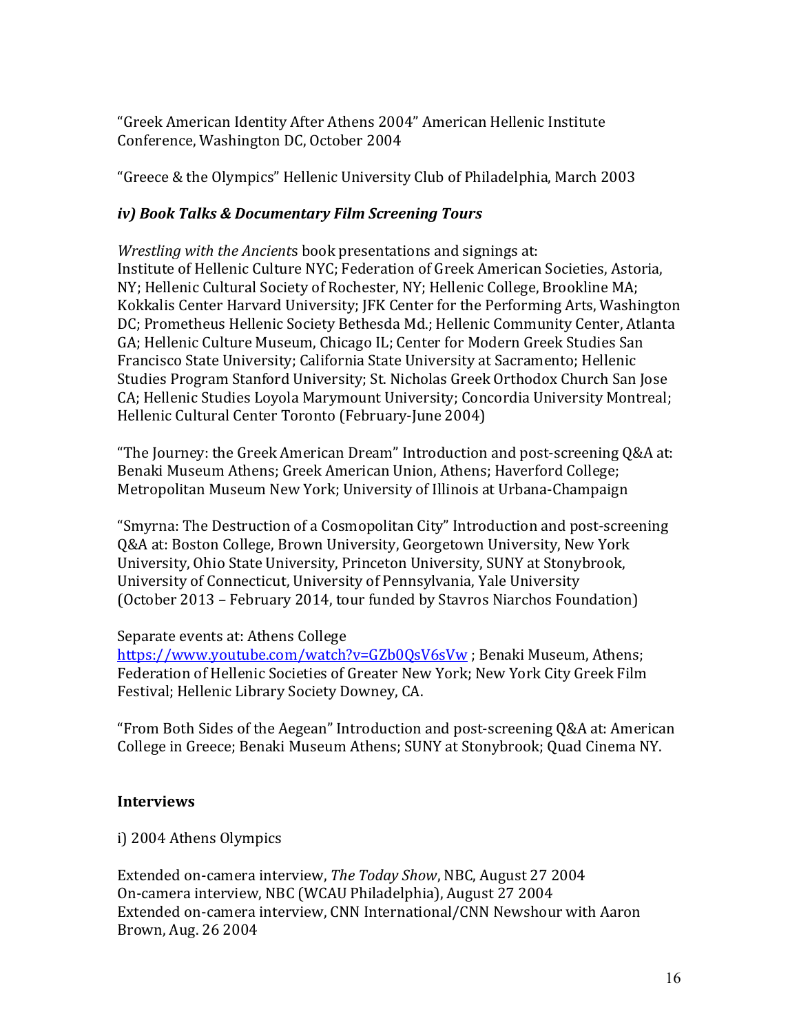"Greek American Identity After Athens 2004" American Hellenic Institute Conference, Washington DC, October 2004

"Greece & the Olympics" Hellenic University Club of Philadelphia, March 2003

### *iv) Book Talks & Documentary Film Screening Tours*

*Wrestling with the Ancient*s book presentations and signings at:
Institute of Hellenic Culture NYC; Federation of Greek American Societies, Astoria, NY; Hellenic Cultural Society of Rochester, NY; Hellenic College, Brookline MA; Kokkalis Center Harvard University; JFK Center for the Performing Arts, Washington DC; Prometheus Hellenic Society Bethesda Md.; Hellenic Community Center, Atlanta GA; Hellenic Culture Museum, Chicago IL; Center for Modern Greek Studies San Francisco State University; California State University at Sacramento; Hellenic Studies Program Stanford University; St. Nicholas Greek Orthodox Church San Jose CA; Hellenic Studies Loyola Marymount University; Concordia University Montreal; Hellenic Cultural Center Toronto (February-June 2004)

"The Journey: the Greek American Dream" Introduction and post-screening Q&A at: Benaki Museum Athens; Greek American Union, Athens; Haverford College; Metropolitan Museum New York; University of Illinois at Urbana-Champaign

"Smyrna: The Destruction of a Cosmopolitan City" Introduction and post-screening Q&A at: Boston College, Brown University, Georgetown University, New York University, Ohio State University, Princeton University, SUNY at Stonybrook, University of Connecticut, University of Pennsylvania, Yale University (October 2013 – February 2014, tour funded by Stavros Niarchos Foundation)

Separate events at: Athens College https://www.youtube.com/watch?v=GZb0QsV6sVw ; Benaki Museum, Athens; Federation of Hellenic Societies of Greater New York; New York City Greek Film Festival; Hellenic Library Society Downey, CA.

"From Both Sides of the Aegean" Introduction and post-screening Q&A at: American College in Greece; Benaki Museum Athens; SUNY at Stonybrook; Quad Cinema NY.

## Interviews

i) 2004 Athens Olympics

Extended on-camera interview, *The Today Show*, NBC, August 27 2004
On-camera interview, NBC (WCAU Philadelphia), August 27 2004
Extended on-camera interview, CNN International/CNN Newshour with Aaron Brown, Aug. 26 2004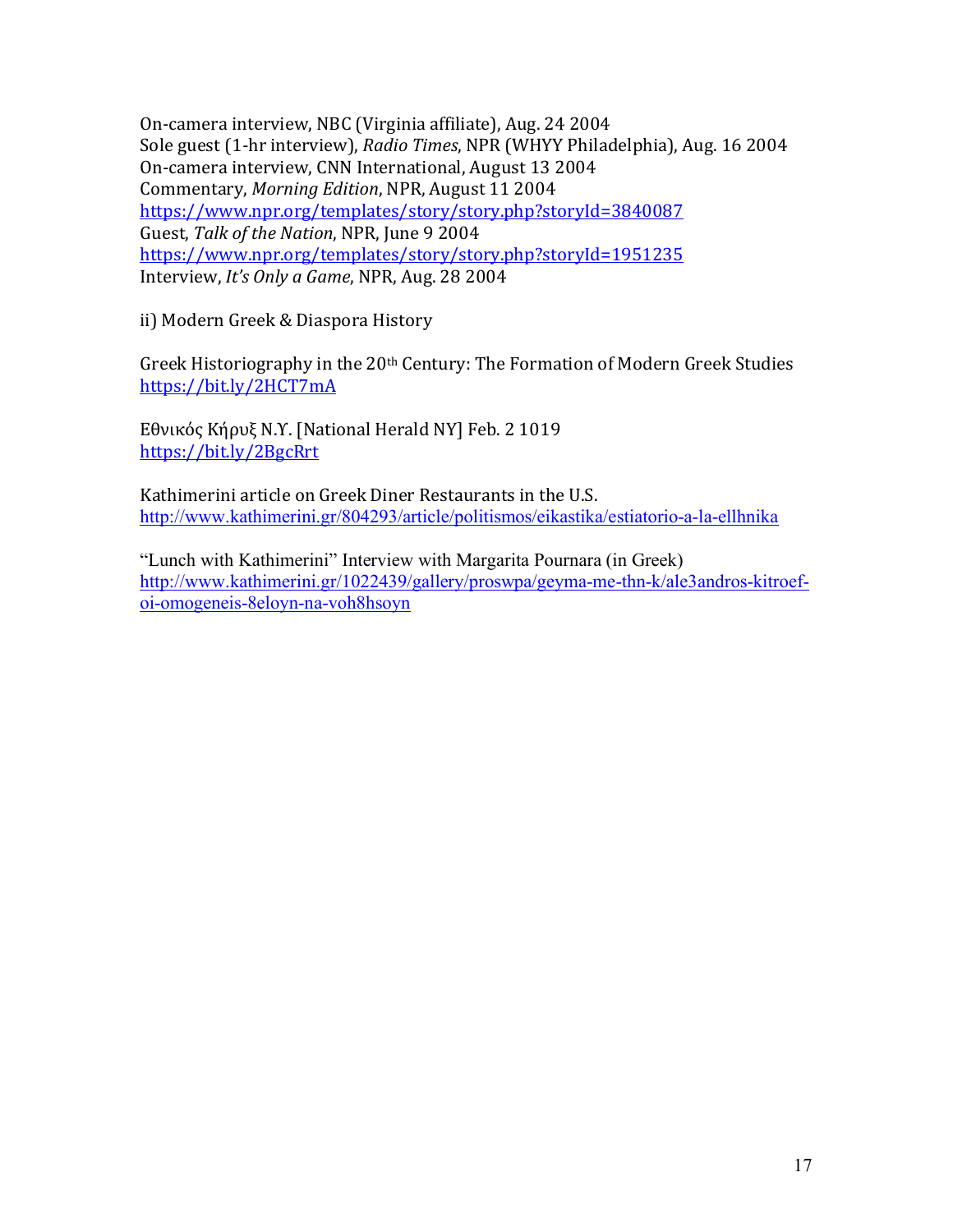On-camera interview, NBC (Virginia affiliate), Aug. 24 2004
Sole guest (1-hr interview), *Radio Times*, NPR (WHYY Philadelphia), Aug. 16 2004
On-camera interview, CNN International, August 13 2004
Commentary, *Morning Edition*, NPR, August 11 2004
https://www.npr.org/templates/story/story.php?storyId=3840087
Guest, *Talk of the Nation*, NPR, June 9 2004
https://www.npr.org/templates/story/story.php?storyId=1951235
Interview, *It's Only a Game*, NPR, Aug. 28 2004

ii) Modern Greek & Diaspora History

Greek Historiography in the 20th Century: The Formation of Modern Greek Studies
https://bit.ly/2HCT7mA

Εθνικός Κήρυξ N.Y. [National Herald NY] Feb. 2 1019
https://bit.ly/2BgcRrt

Kathimerini article on Greek Diner Restaurants in the U.S.
http://www.kathimerini.gr/804293/article/politismos/eikastika/estiatorio-a-la-ellhnika

"Lunch with Kathimerini" Interview with Margarita Pournara (in Greek)
http://www.kathimerini.gr/1022439/gallery/proswpa/geyma-me-thn-k/ale3andros-kitroef-oi-omogeneis-8eloyn-na-voh8hsoyn